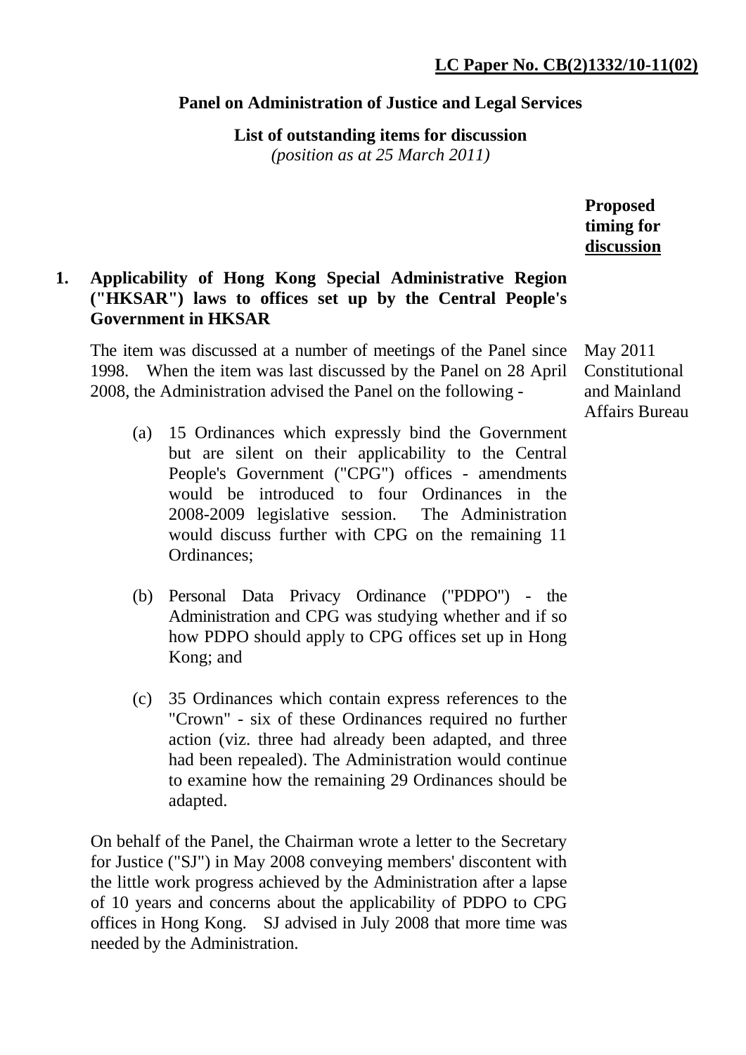**LC Paper No. CB(2)1332/10-11(02)**

**Panel on Administration of Justice and Legal Services**

**List of outstanding items for discussion**
*(position as at 25 March 2011)*

**Proposed timing for discussion**

**1. Applicability of Hong Kong Special Administrative Region ("HKSAR") laws to offices set up by the Central People's Government in HKSAR**

The item was discussed at a number of meetings of the Panel since 1998. When the item was last discussed by the Panel on 28 April 2008, the Administration advised the Panel on the following -

May 2011
Constitutional and Mainland Affairs Bureau

(a) 15 Ordinances which expressly bind the Government but are silent on their applicability to the Central People's Government ("CPG") offices - amendments would be introduced to four Ordinances in the 2008-2009 legislative session. The Administration would discuss further with CPG on the remaining 11 Ordinances;

(b) Personal Data Privacy Ordinance ("PDPO") - the Administration and CPG was studying whether and if so how PDPO should apply to CPG offices set up in Hong Kong; and

(c) 35 Ordinances which contain express references to the "Crown" - six of these Ordinances required no further action (viz. three had already been adapted, and three had been repealed). The Administration would continue to examine how the remaining 29 Ordinances should be adapted.

On behalf of the Panel, the Chairman wrote a letter to the Secretary for Justice ("SJ") in May 2008 conveying members' discontent with the little work progress achieved by the Administration after a lapse of 10 years and concerns about the applicability of PDPO to CPG offices in Hong Kong. SJ advised in July 2008 that more time was needed by the Administration.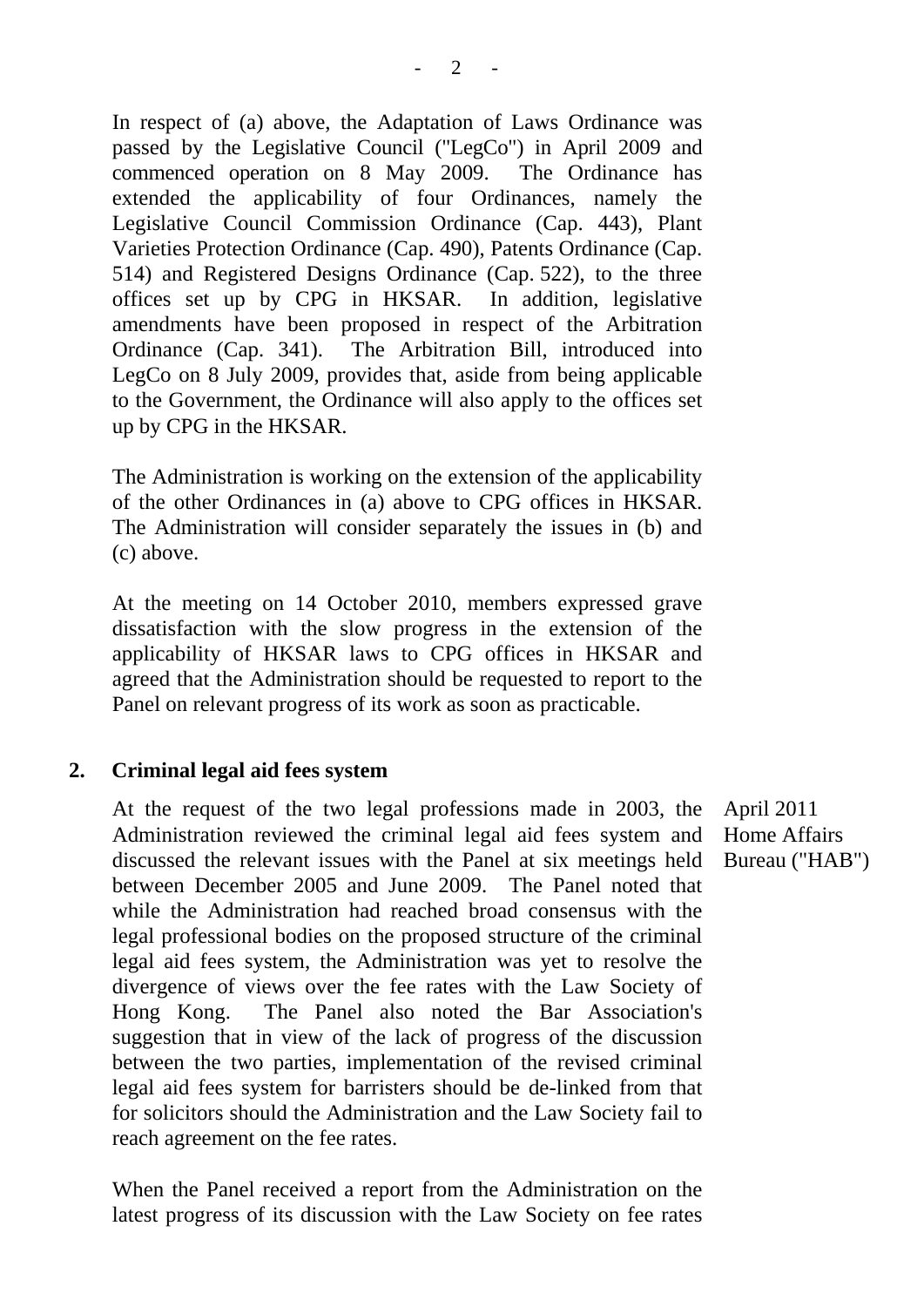In respect of (a) above, the Adaptation of Laws Ordinance was passed by the Legislative Council ("LegCo") in April 2009 and commenced operation on 8 May 2009. The Ordinance has extended the applicability of four Ordinances, namely the Legislative Council Commission Ordinance (Cap. 443), Plant Varieties Protection Ordinance (Cap. 490), Patents Ordinance (Cap. 514) and Registered Designs Ordinance (Cap. 522), to the three offices set up by CPG in HKSAR. In addition, legislative amendments have been proposed in respect of the Arbitration Ordinance (Cap. 341). The Arbitration Bill, introduced into LegCo on 8 July 2009, provides that, aside from being applicable to the Government, the Ordinance will also apply to the offices set up by CPG in the HKSAR.

The Administration is working on the extension of the applicability of the other Ordinances in (a) above to CPG offices in HKSAR. The Administration will consider separately the issues in (b) and (c) above.

At the meeting on 14 October 2010, members expressed grave dissatisfaction with the slow progress in the extension of the applicability of HKSAR laws to CPG offices in HKSAR and agreed that the Administration should be requested to report to the Panel on relevant progress of its work as soon as practicable.

**2. Criminal legal aid fees system**

April 2011
Home Affairs Bureau ("HAB")

At the request of the two legal professions made in 2003, the Administration reviewed the criminal legal aid fees system and discussed the relevant issues with the Panel at six meetings held between December 2005 and June 2009. The Panel noted that while the Administration had reached broad consensus with the legal professional bodies on the proposed structure of the criminal legal aid fees system, the Administration was yet to resolve the divergence of views over the fee rates with the Law Society of Hong Kong. The Panel also noted the Bar Association's suggestion that in view of the lack of progress of the discussion between the two parties, implementation of the revised criminal legal aid fees system for barristers should be de-linked from that for solicitors should the Administration and the Law Society fail to reach agreement on the fee rates.

When the Panel received a report from the Administration on the latest progress of its discussion with the Law Society on fee rates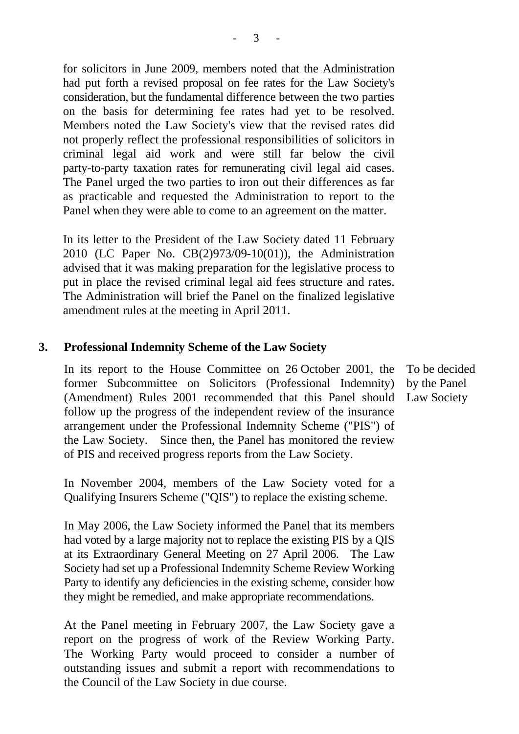for solicitors in June 2009, members noted that the Administration had put forth a revised proposal on fee rates for the Law Society's consideration, but the fundamental difference between the two parties on the basis for determining fee rates had yet to be resolved. Members noted the Law Society's view that the revised rates did not properly reflect the professional responsibilities of solicitors in criminal legal aid work and were still far below the civil party-to-party taxation rates for remunerating civil legal aid cases. The Panel urged the two parties to iron out their differences as far as practicable and requested the Administration to report to the Panel when they were able to come to an agreement on the matter.

In its letter to the President of the Law Society dated 11 February 2010 (LC Paper No. CB(2)973/09-10(01)), the Administration advised that it was making preparation for the legislative process to put in place the revised criminal legal aid fees structure and rates. The Administration will brief the Panel on the finalized legislative amendment rules at the meeting in April 2011.

**3. Professional Indemnity Scheme of the Law Society**

In its report to the House Committee on 26 October 2001, the former Subcommittee on Solicitors (Professional Indemnity) (Amendment) Rules 2001 recommended that this Panel should follow up the progress of the independent review of the insurance arrangement under the Professional Indemnity Scheme ("PIS") of the Law Society. Since then, the Panel has monitored the review of PIS and received progress reports from the Law Society.

To be decided by the Panel
Law Society

In November 2004, members of the Law Society voted for a Qualifying Insurers Scheme ("QIS") to replace the existing scheme.

In May 2006, the Law Society informed the Panel that its members had voted by a large majority not to replace the existing PIS by a QIS at its Extraordinary General Meeting on 27 April 2006. The Law Society had set up a Professional Indemnity Scheme Review Working Party to identify any deficiencies in the existing scheme, consider how they might be remedied, and make appropriate recommendations.

At the Panel meeting in February 2007, the Law Society gave a report on the progress of work of the Review Working Party. The Working Party would proceed to consider a number of outstanding issues and submit a report with recommendations to the Council of the Law Society in due course.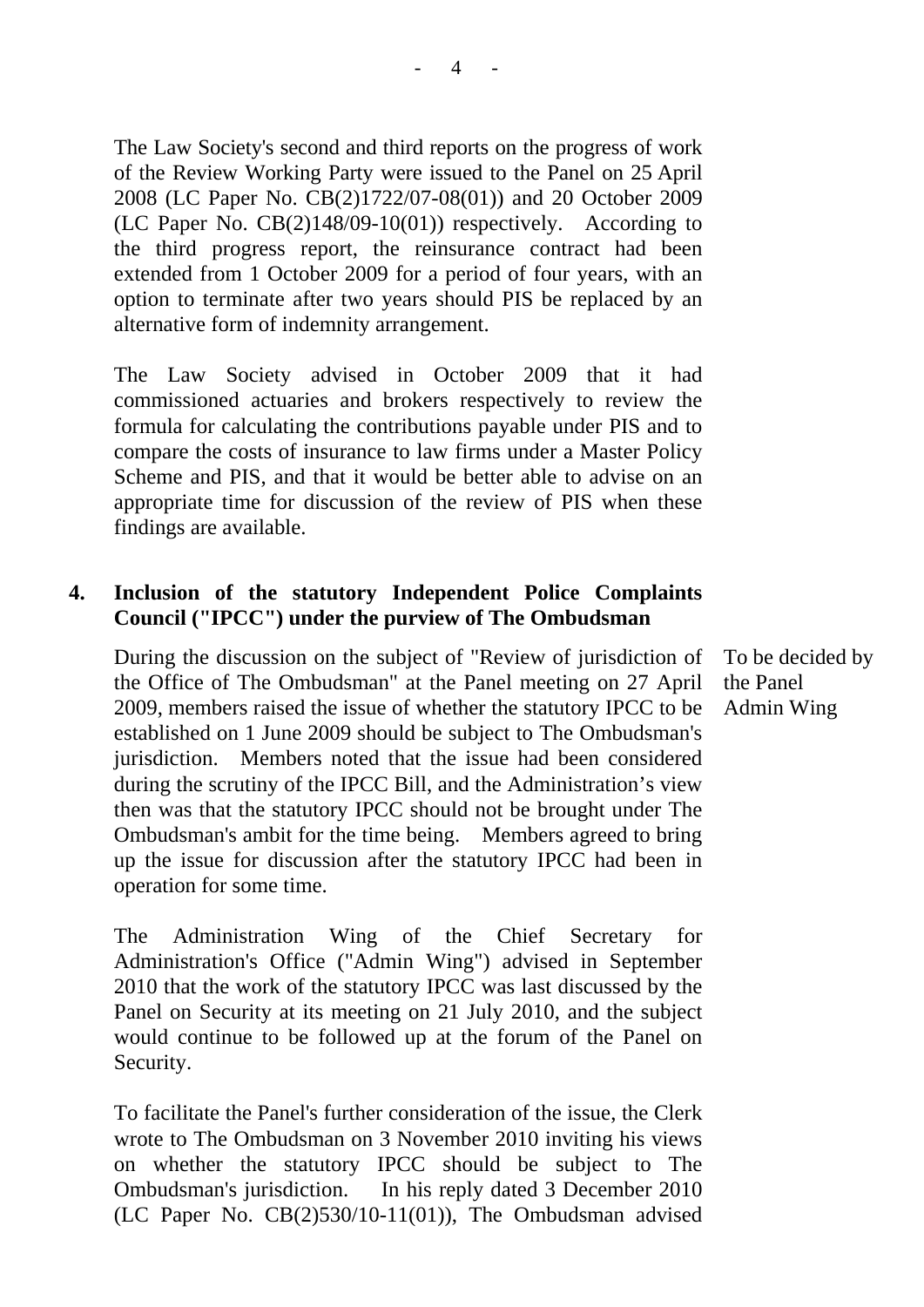The Law Society's second and third reports on the progress of work of the Review Working Party were issued to the Panel on 25 April 2008 (LC Paper No. CB(2)1722/07-08(01)) and 20 October 2009 (LC Paper No. CB(2)148/09-10(01)) respectively. According to the third progress report, the reinsurance contract had been extended from 1 October 2009 for a period of four years, with an option to terminate after two years should PIS be replaced by an alternative form of indemnity arrangement.

The Law Society advised in October 2009 that it had commissioned actuaries and brokers respectively to review the formula for calculating the contributions payable under PIS and to compare the costs of insurance to law firms under a Master Policy Scheme and PIS, and that it would be better able to advise on an appropriate time for discussion of the review of PIS when these findings are available.

**4. Inclusion of the statutory Independent Police Complaints Council ("IPCC") under the purview of The Ombudsman**

During the discussion on the subject of "Review of jurisdiction of the Office of The Ombudsman" at the Panel meeting on 27 April 2009, members raised the issue of whether the statutory IPCC to be established on 1 June 2009 should be subject to The Ombudsman's jurisdiction. Members noted that the issue had been considered during the scrutiny of the IPCC Bill, and the Administration's view then was that the statutory IPCC should not be brought under The Ombudsman's ambit for the time being. Members agreed to bring up the issue for discussion after the statutory IPCC had been in operation for some time.

To be decided by the Panel
Admin Wing

The Administration Wing of the Chief Secretary for Administration's Office ("Admin Wing") advised in September 2010 that the work of the statutory IPCC was last discussed by the Panel on Security at its meeting on 21 July 2010, and the subject would continue to be followed up at the forum of the Panel on Security.

To facilitate the Panel's further consideration of the issue, the Clerk wrote to The Ombudsman on 3 November 2010 inviting his views on whether the statutory IPCC should be subject to The Ombudsman's jurisdiction. In his reply dated 3 December 2010 (LC Paper No. CB(2)530/10-11(01)), The Ombudsman advised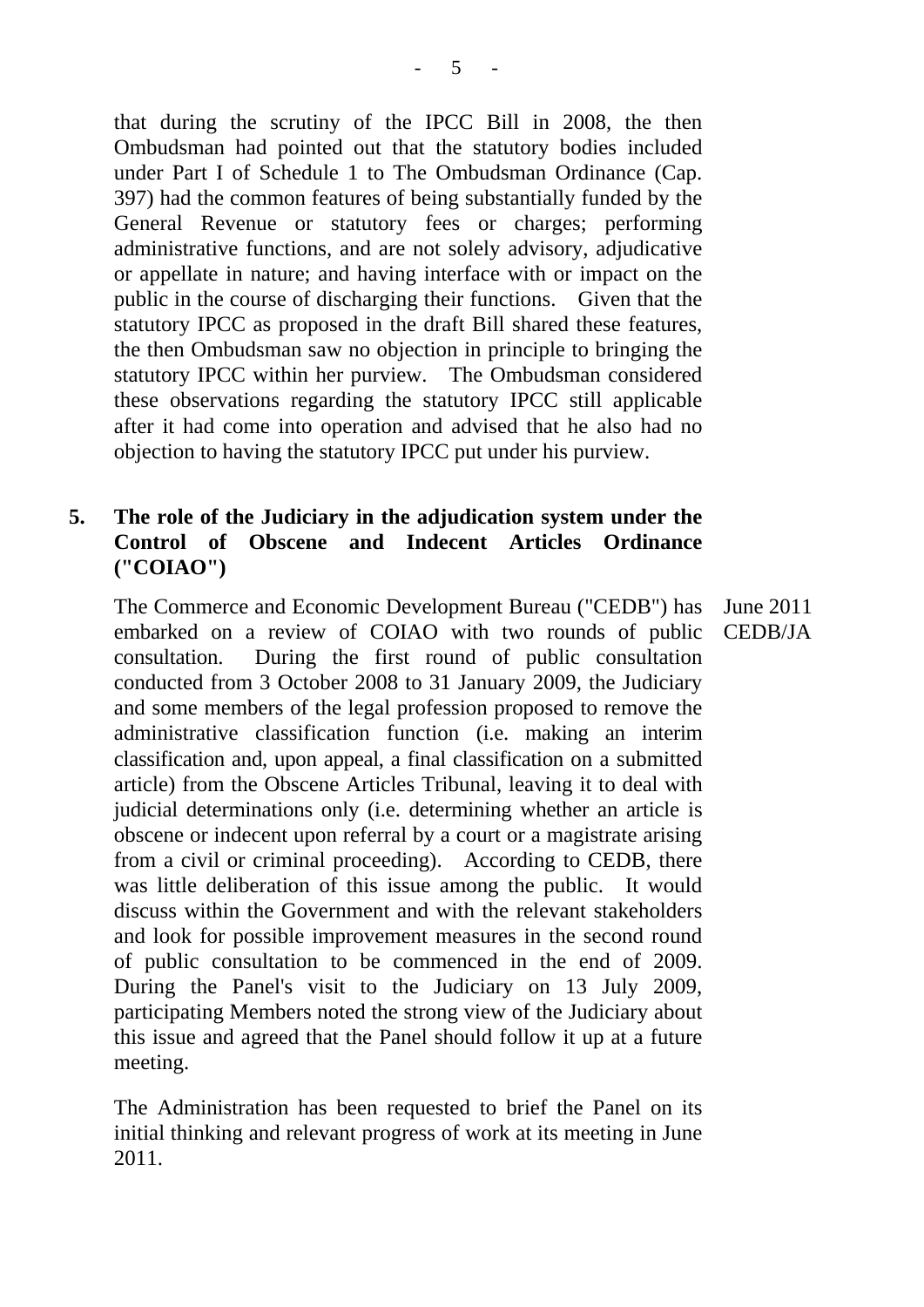that during the scrutiny of the IPCC Bill in 2008, the then Ombudsman had pointed out that the statutory bodies included under Part I of Schedule 1 to The Ombudsman Ordinance (Cap. 397) had the common features of being substantially funded by the General Revenue or statutory fees or charges; performing administrative functions, and are not solely advisory, adjudicative or appellate in nature; and having interface with or impact on the public in the course of discharging their functions. Given that the statutory IPCC as proposed in the draft Bill shared these features, the then Ombudsman saw no objection in principle to bringing the statutory IPCC within her purview. The Ombudsman considered these observations regarding the statutory IPCC still applicable after it had come into operation and advised that he also had no objection to having the statutory IPCC put under his purview.

**5. The role of the Judiciary in the adjudication system under the Control of Obscene and Indecent Articles Ordinance ("COIAO")**

June 2011
CEDB/JA

The Commerce and Economic Development Bureau ("CEDB") has embarked on a review of COIAO with two rounds of public consultation. During the first round of public consultation conducted from 3 October 2008 to 31 January 2009, the Judiciary and some members of the legal profession proposed to remove the administrative classification function (i.e. making an interim classification and, upon appeal, a final classification on a submitted article) from the Obscene Articles Tribunal, leaving it to deal with judicial determinations only (i.e. determining whether an article is obscene or indecent upon referral by a court or a magistrate arising from a civil or criminal proceeding). According to CEDB, there was little deliberation of this issue among the public. It would discuss within the Government and with the relevant stakeholders and look for possible improvement measures in the second round of public consultation to be commenced in the end of 2009. During the Panel's visit to the Judiciary on 13 July 2009, participating Members noted the strong view of the Judiciary about this issue and agreed that the Panel should follow it up at a future meeting.

The Administration has been requested to brief the Panel on its initial thinking and relevant progress of work at its meeting in June 2011.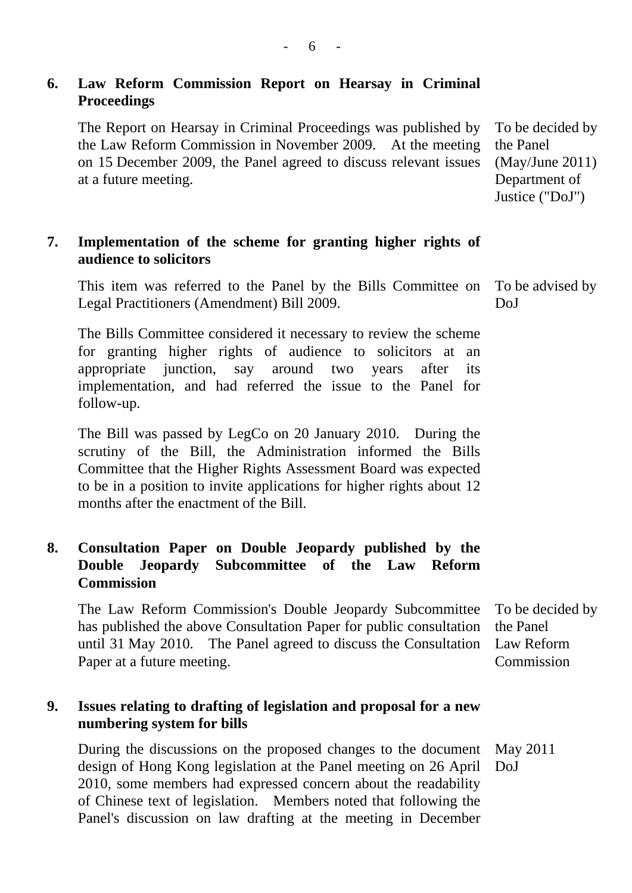### 6. Law Reform Commission Report on Hearsay in Criminal Proceedings

| | |
|---|---|
| The Report on Hearsay in Criminal Proceedings was published by the Law Reform Commission in November 2009. At the meeting on 15 December 2009, the Panel agreed to discuss relevant issues at a future meeting. | To be decided by the Panel (May/June 2011) Department of Justice ("DoJ") |

### 7. Implementation of the scheme for granting higher rights of audience to solicitors

| | |
|---|---|
| This item was referred to the Panel by the Bills Committee on Legal Practitioners (Amendment) Bill 2009. | To be advised by DoJ |
| The Bills Committee considered it necessary to review the scheme for granting higher rights of audience to solicitors at an appropriate junction, say around two years after its implementation, and had referred the issue to the Panel for follow-up. | |
| The Bill was passed by LegCo on 20 January 2010. During the scrutiny of the Bill, the Administration informed the Bills Committee that the Higher Rights Assessment Board was expected to be in a position to invite applications for higher rights about 12 months after the enactment of the Bill. | |

### 8. Consultation Paper on Double Jeopardy published by the Double Jeopardy Subcommittee of the Law Reform Commission

| | |
|---|---|
| The Law Reform Commission's Double Jeopardy Subcommittee has published the above Consultation Paper for public consultation until 31 May 2010. The Panel agreed to discuss the Consultation Paper at a future meeting. | To be decided by the Panel Law Reform Commission |

### 9. Issues relating to drafting of legislation and proposal for a new numbering system for bills

| | |
|---|---|
| During the discussions on the proposed changes to the document design of Hong Kong legislation at the Panel meeting on 26 April 2010, some members had expressed concern about the readability of Chinese text of legislation. Members noted that following the Panel's discussion on law drafting at the meeting in December | May 2011 DoJ |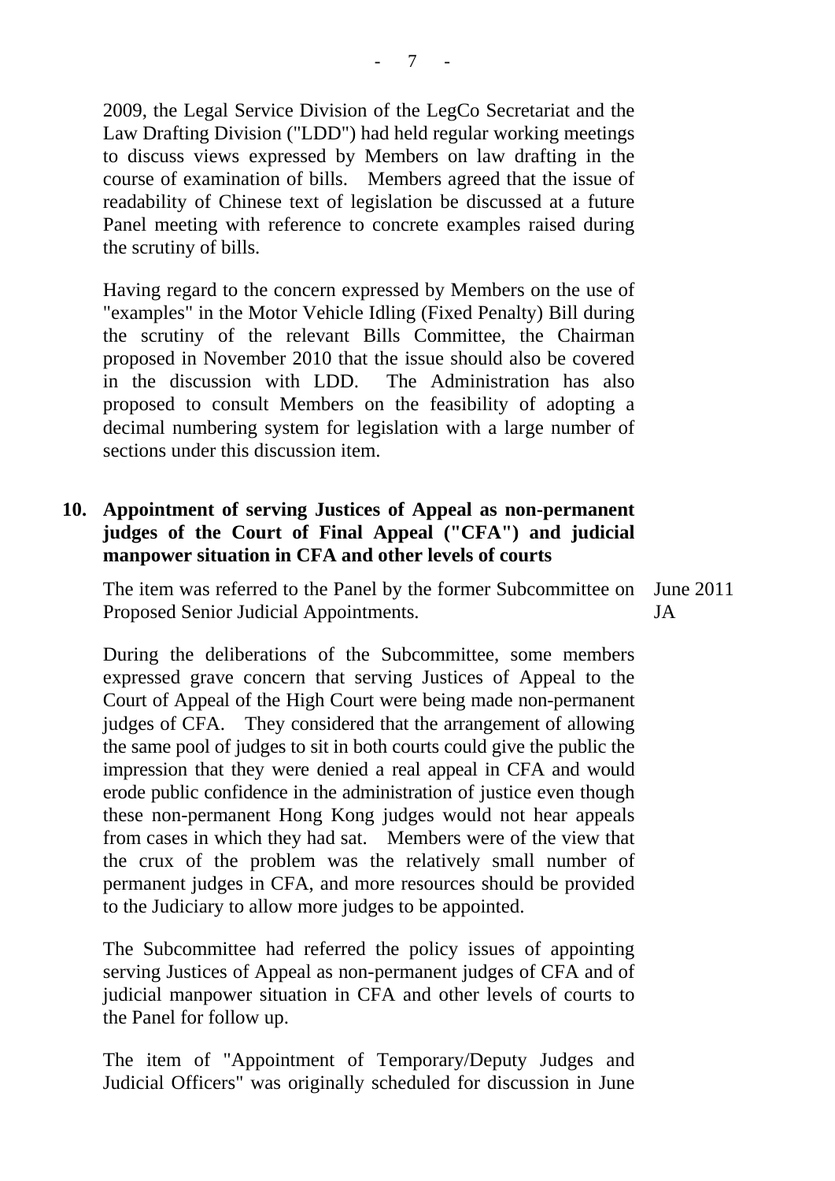2009, the Legal Service Division of the LegCo Secretariat and the Law Drafting Division ("LDD") had held regular working meetings to discuss views expressed by Members on law drafting in the course of examination of bills. Members agreed that the issue of readability of Chinese text of legislation be discussed at a future Panel meeting with reference to concrete examples raised during the scrutiny of bills.

Having regard to the concern expressed by Members on the use of "examples" in the Motor Vehicle Idling (Fixed Penalty) Bill during the scrutiny of the relevant Bills Committee, the Chairman proposed in November 2010 that the issue should also be covered in the discussion with LDD. The Administration has also proposed to consult Members on the feasibility of adopting a decimal numbering system for legislation with a large number of sections under this discussion item.

**10. Appointment of serving Justices of Appeal as non-permanent judges of the Court of Final Appeal ("CFA") and judicial manpower situation in CFA and other levels of courts**

The item was referred to the Panel by the former Subcommittee on Proposed Senior Judicial Appointments.

June 2011
JA

During the deliberations of the Subcommittee, some members expressed grave concern that serving Justices of Appeal to the Court of Appeal of the High Court were being made non-permanent judges of CFA. They considered that the arrangement of allowing the same pool of judges to sit in both courts could give the public the impression that they were denied a real appeal in CFA and would erode public confidence in the administration of justice even though these non-permanent Hong Kong judges would not hear appeals from cases in which they had sat. Members were of the view that the crux of the problem was the relatively small number of permanent judges in CFA, and more resources should be provided to the Judiciary to allow more judges to be appointed.

The Subcommittee had referred the policy issues of appointing serving Justices of Appeal as non-permanent judges of CFA and of judicial manpower situation in CFA and other levels of courts to the Panel for follow up.

The item of "Appointment of Temporary/Deputy Judges and Judicial Officers" was originally scheduled for discussion in June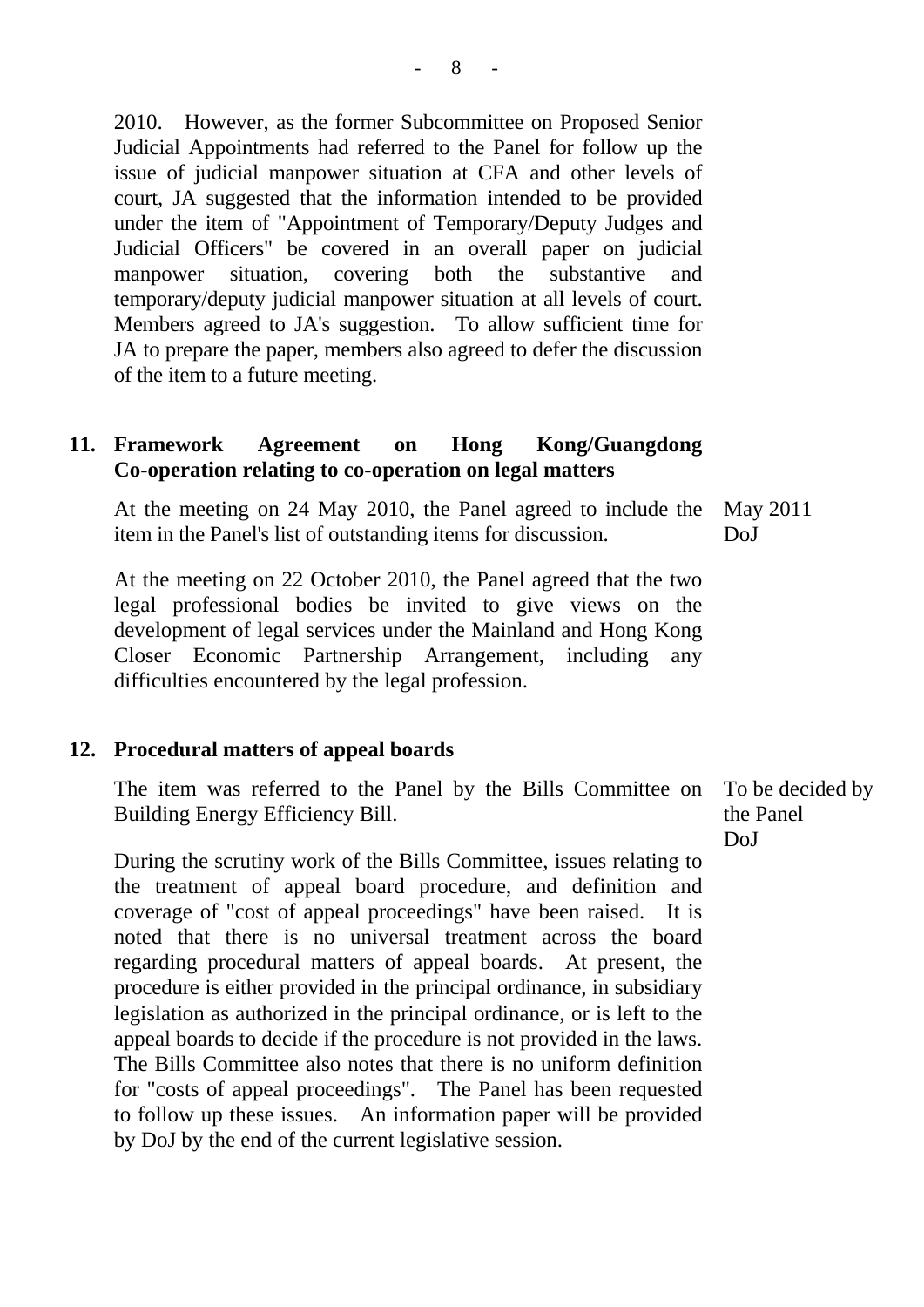2010. However, as the former Subcommittee on Proposed Senior Judicial Appointments had referred to the Panel for follow up the issue of judicial manpower situation at CFA and other levels of court, JA suggested that the information intended to be provided under the item of "Appointment of Temporary/Deputy Judges and Judicial Officers" be covered in an overall paper on judicial manpower situation, covering both the substantive and temporary/deputy judicial manpower situation at all levels of court. Members agreed to JA's suggestion. To allow sufficient time for JA to prepare the paper, members also agreed to defer the discussion of the item to a future meeting.

**11. Framework Agreement on Hong Kong/Guangdong Co-operation relating to co-operation on legal matters**

At the meeting on 24 May 2010, the Panel agreed to include the item in the Panel's list of outstanding items for discussion.

May 2011
DoJ

At the meeting on 22 October 2010, the Panel agreed that the two legal professional bodies be invited to give views on the development of legal services under the Mainland and Hong Kong Closer Economic Partnership Arrangement, including any difficulties encountered by the legal profession.

**12. Procedural matters of appeal boards**

The item was referred to the Panel by the Bills Committee on Building Energy Efficiency Bill.

To be decided by the Panel
DoJ

During the scrutiny work of the Bills Committee, issues relating to the treatment of appeal board procedure, and definition and coverage of "cost of appeal proceedings" have been raised. It is noted that there is no universal treatment across the board regarding procedural matters of appeal boards. At present, the procedure is either provided in the principal ordinance, in subsidiary legislation as authorized in the principal ordinance, or is left to the appeal boards to decide if the procedure is not provided in the laws. The Bills Committee also notes that there is no uniform definition for "costs of appeal proceedings". The Panel has been requested to follow up these issues. An information paper will be provided by DoJ by the end of the current legislative session.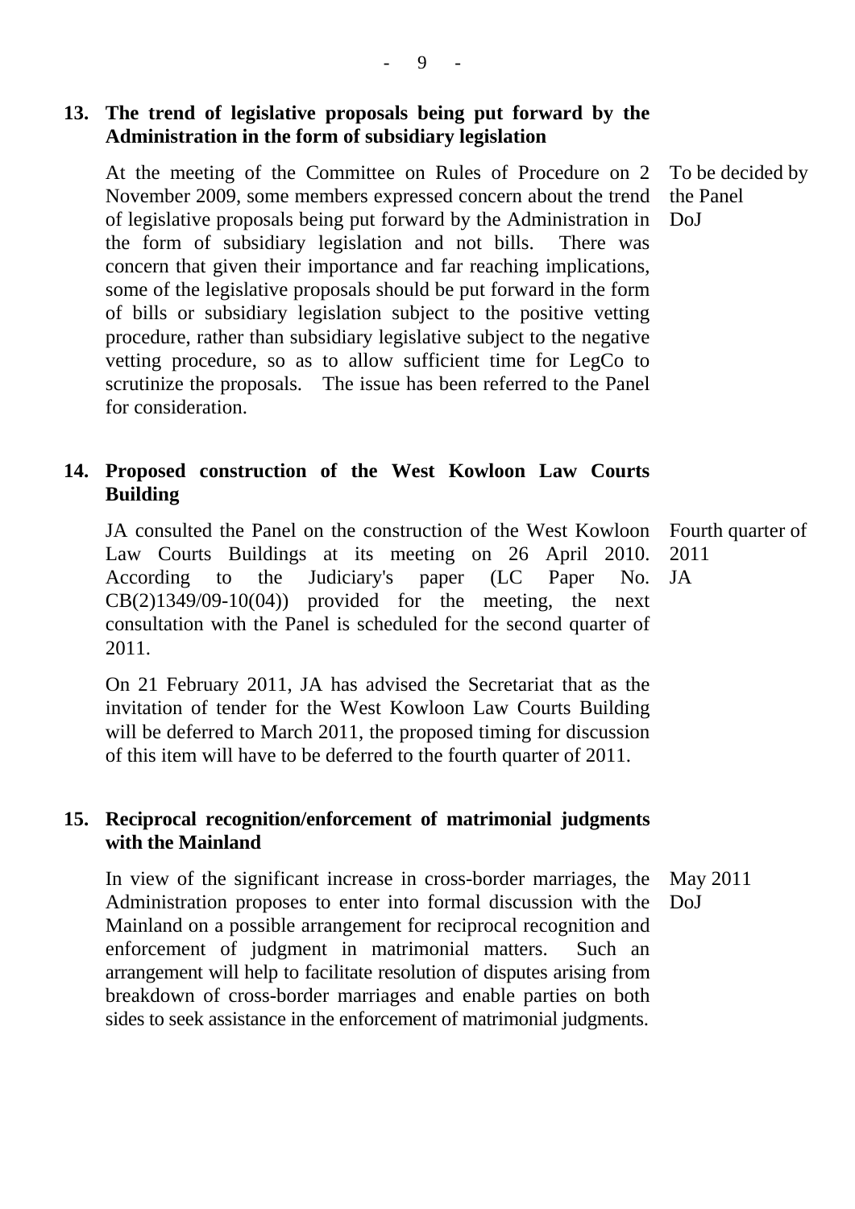**13. The trend of legislative proposals being put forward by the Administration in the form of subsidiary legislation**

| | |
|---|---|
| At the meeting of the Committee on Rules of Procedure on 2 November 2009, some members expressed concern about the trend of legislative proposals being put forward by the Administration in the form of subsidiary legislation and not bills. There was concern that given their importance and far reaching implications, some of the legislative proposals should be put forward in the form of bills or subsidiary legislation subject to the positive vetting procedure, rather than subsidiary legislative subject to the negative vetting procedure, so as to allow sufficient time for LegCo to scrutinize the proposals. The issue has been referred to the Panel for consideration. | To be decided by the Panel<br>DoJ |

**14. Proposed construction of the West Kowloon Law Courts Building**

| | |
|---|---|
| JA consulted the Panel on the construction of the West Kowloon Law Courts Buildings at its meeting on 26 April 2010. According to the Judiciary's paper (LC Paper No. CB(2)1349/09-10(04)) provided for the meeting, the next consultation with the Panel is scheduled for the second quarter of 2011.<br><br>On 21 February 2011, JA has advised the Secretariat that as the invitation of tender for the West Kowloon Law Courts Building will be deferred to March 2011, the proposed timing for discussion of this item will have to be deferred to the fourth quarter of 2011. | Fourth quarter of 2011<br>JA |

**15. Reciprocal recognition/enforcement of matrimonial judgments with the Mainland**

| | |
|---|---|
| In view of the significant increase in cross-border marriages, the Administration proposes to enter into formal discussion with the Mainland on a possible arrangement for reciprocal recognition and enforcement of judgment in matrimonial matters. Such an arrangement will help to facilitate resolution of disputes arising from breakdown of cross-border marriages and enable parties on both sides to seek assistance in the enforcement of matrimonial judgments. | May 2011<br>DoJ |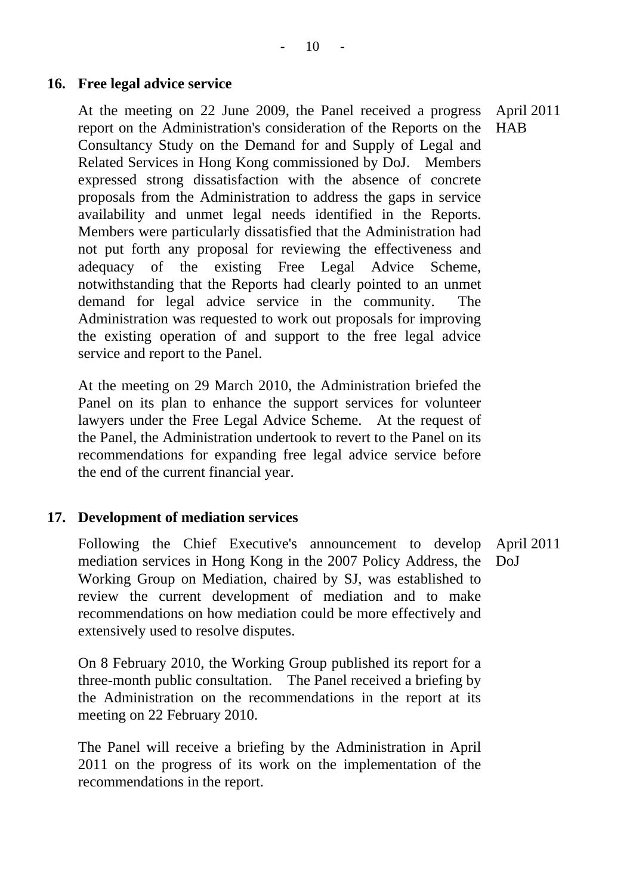**16. Free legal advice service**

At the meeting on 22 June 2009, the Panel received a progress report on the Administration's consideration of the Reports on the Consultancy Study on the Demand for and Supply of Legal and Related Services in Hong Kong commissioned by DoJ. Members expressed strong dissatisfaction with the absence of concrete proposals from the Administration to address the gaps in service availability and unmet legal needs identified in the Reports. Members were particularly dissatisfied that the Administration had not put forth any proposal for reviewing the effectiveness and adequacy of the existing Free Legal Advice Scheme, notwithstanding that the Reports had clearly pointed to an unmet demand for legal advice service in the community. The Administration was requested to work out proposals for improving the existing operation of and support to the free legal advice service and report to the Panel.

April 2011
HAB

At the meeting on 29 March 2010, the Administration briefed the Panel on its plan to enhance the support services for volunteer lawyers under the Free Legal Advice Scheme. At the request of the Panel, the Administration undertook to revert to the Panel on its recommendations for expanding free legal advice service before the end of the current financial year.

**17. Development of mediation services**

Following the Chief Executive's announcement to develop mediation services in Hong Kong in the 2007 Policy Address, the Working Group on Mediation, chaired by SJ, was established to review the current development of mediation and to make recommendations on how mediation could be more effectively and extensively used to resolve disputes.

April 2011
DoJ

On 8 February 2010, the Working Group published its report for a three-month public consultation. The Panel received a briefing by the Administration on the recommendations in the report at its meeting on 22 February 2010.

The Panel will receive a briefing by the Administration in April 2011 on the progress of its work on the implementation of the recommendations in the report.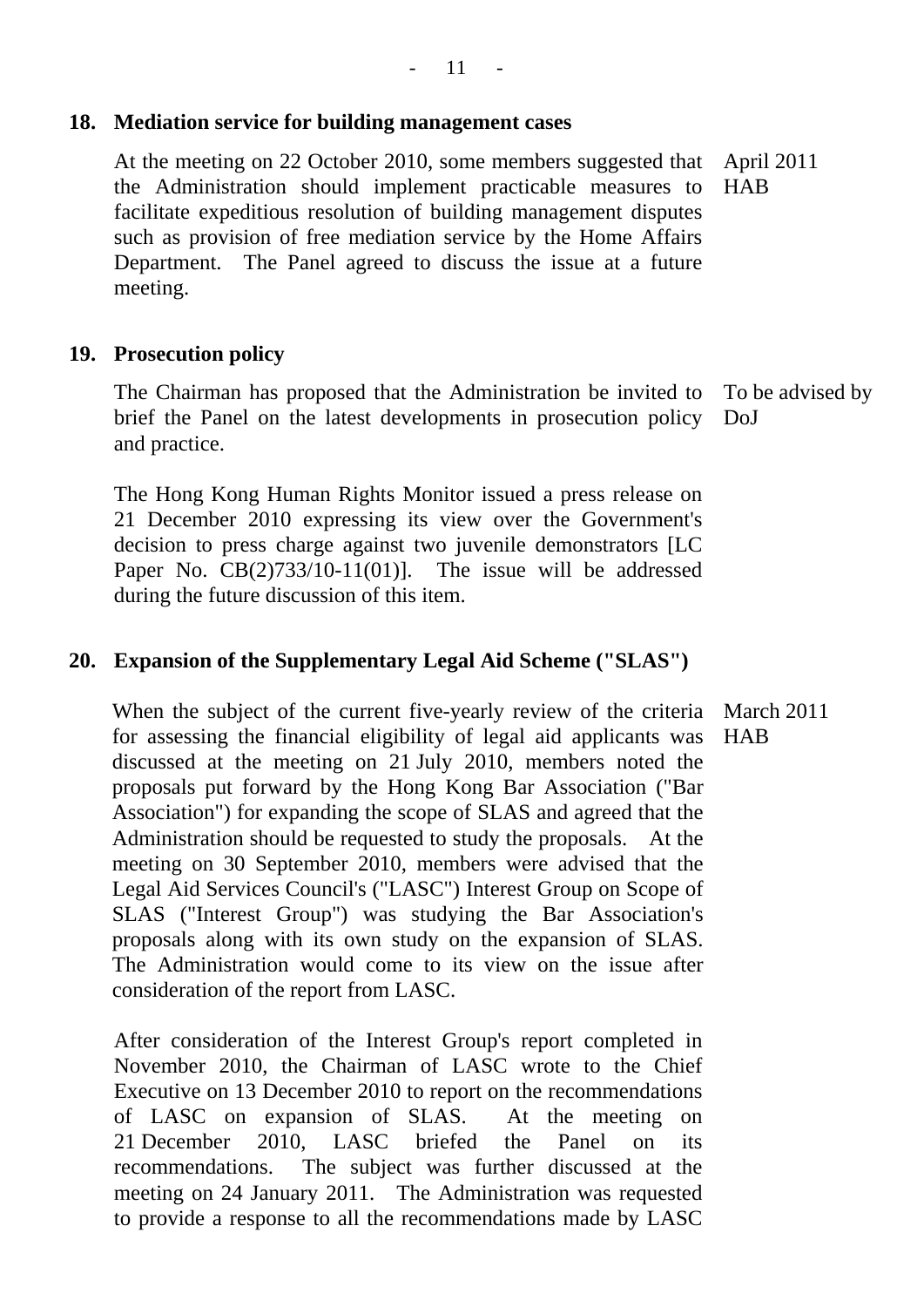## 18. Mediation service for building management cases

| | |
|---|---|
| At the meeting on 22 October 2010, some members suggested that the Administration should implement practicable measures to facilitate expeditious resolution of building management disputes such as provision of free mediation service by the Home Affairs Department. The Panel agreed to discuss the issue at a future meeting. | April 2011<br>HAB |

## 19. Prosecution policy

| | |
|---|---|
| The Chairman has proposed that the Administration be invited to brief the Panel on the latest developments in prosecution policy and practice. | To be advised by DoJ |

The Hong Kong Human Rights Monitor issued a press release on 21 December 2010 expressing its view over the Government's decision to press charge against two juvenile demonstrators [LC Paper No. CB(2)733/10-11(01)]. The issue will be addressed during the future discussion of this item.

## 20. Expansion of the Supplementary Legal Aid Scheme ("SLAS")

| | |
|---|---|
| When the subject of the current five-yearly review of the criteria for assessing the financial eligibility of legal aid applicants was discussed at the meeting on 21 July 2010, members noted the proposals put forward by the Hong Kong Bar Association ("Bar Association") for expanding the scope of SLAS and agreed that the Administration should be requested to study the proposals. At the meeting on 30 September 2010, members were advised that the Legal Aid Services Council's ("LASC") Interest Group on Scope of SLAS ("Interest Group") was studying the Bar Association's proposals along with its own study on the expansion of SLAS. The Administration would come to its view on the issue after consideration of the report from LASC. | March 2011<br>HAB |

After consideration of the Interest Group's report completed in November 2010, the Chairman of LASC wrote to the Chief Executive on 13 December 2010 to report on the recommendations of LASC on expansion of SLAS. At the meeting on 21 December 2010, LASC briefed the Panel on its recommendations. The subject was further discussed at the meeting on 24 January 2011. The Administration was requested to provide a response to all the recommendations made by LASC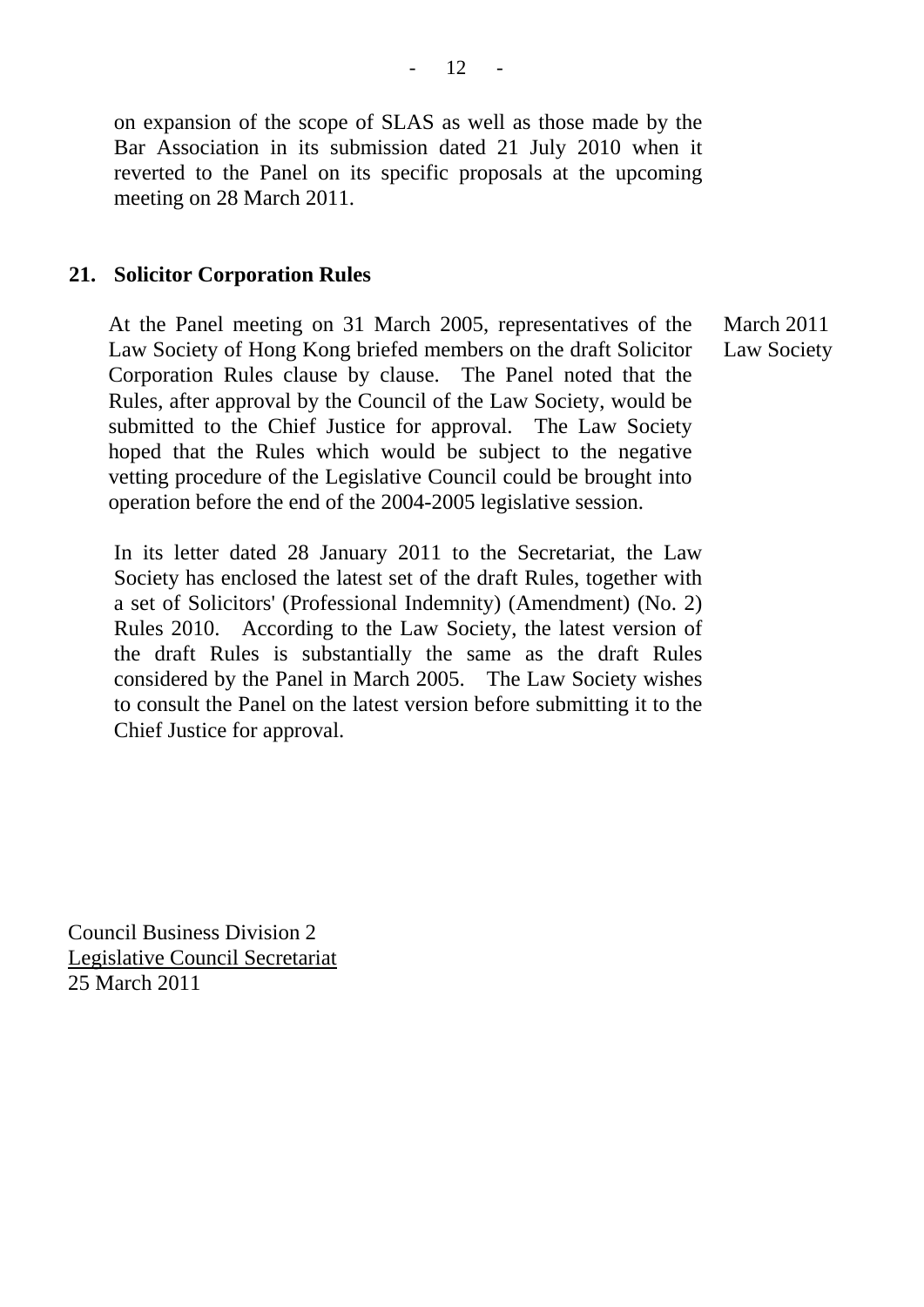on expansion of the scope of SLAS as well as those made by the Bar Association in its submission dated 21 July 2010 when it reverted to the Panel on its specific proposals at the upcoming meeting on 28 March 2011.

## 21. Solicitor Corporation Rules

March 2011
Law Society

At the Panel meeting on 31 March 2005, representatives of the Law Society of Hong Kong briefed members on the draft Solicitor Corporation Rules clause by clause. The Panel noted that the Rules, after approval by the Council of the Law Society, would be submitted to the Chief Justice for approval. The Law Society hoped that the Rules which would be subject to the negative vetting procedure of the Legislative Council could be brought into operation before the end of the 2004-2005 legislative session.

In its letter dated 28 January 2011 to the Secretariat, the Law Society has enclosed the latest set of the draft Rules, together with a set of Solicitors' (Professional Indemnity) (Amendment) (No. 2) Rules 2010. According to the Law Society, the latest version of the draft Rules is substantially the same as the draft Rules considered by the Panel in March 2005. The Law Society wishes to consult the Panel on the latest version before submitting it to the Chief Justice for approval.

Council Business Division 2
Legislative Council Secretariat
25 March 2011